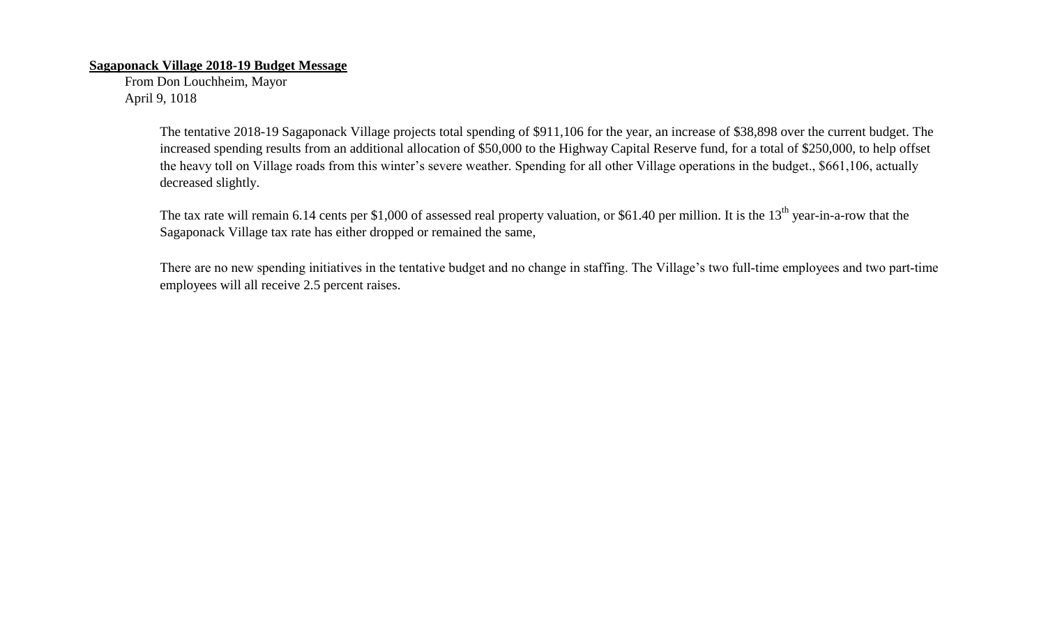**<u>Sagaponack Village 2018-19 Budget Message</u>**

From Don Louchheim, Mayor
April 9, 1018

The tentative 2018-19 Sagaponack Village projects total spending of $911,106 for the year, an increase of $38,898 over the current budget. The increased spending results from an additional allocation of $50,000 to the Highway Capital Reserve fund, for a total of $250,000, to help offset the heavy toll on Village roads from this winter's severe weather. Spending for all other Village operations in the budget., $661,106, actually decreased slightly.

The tax rate will remain 6.14 cents per $1,000 of assessed real property valuation, or $61.40 per million. It is the 13th year-in-a-row that the Sagaponack Village tax rate has either dropped or remained the same,

There are no new spending initiatives in the tentative budget and no change in staffing. The Village's two full-time employees and two part-time employees will all receive 2.5 percent raises.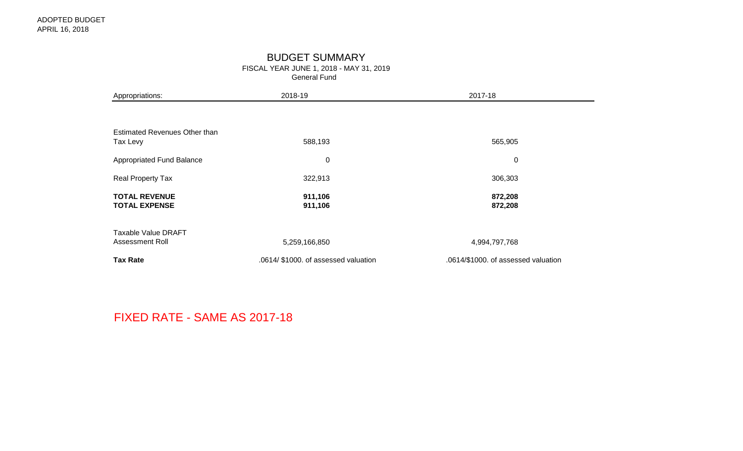ADOPTED BUDGET
APRIL 16, 2018

# BUDGET SUMMARY

## FISCAL YEAR JUNE 1, 2018 - MAY 31, 2019

### General Fund

| Appropriations: | 2018-19 | 2017-18 |
|---|---|---|
| Estimated Revenues Other than Tax Levy | 588,193 | 565,905 |
| Appropriated Fund Balance | 0 | 0 |
| Real Property Tax | 322,913 | 306,303 |
| **TOTAL REVENUE** | **911,106** | **872,208** |
| **TOTAL EXPENSE** | **911,106** | **872,208** |
| Taxable Value DRAFT Assessment Roll | 5,259,166,850 | 4,994,797,768 |
| **Tax Rate** | .0614/ $1000. of assessed valuation | .0614/$1000. of assessed valuation |

FIXED RATE - SAME AS 2017-18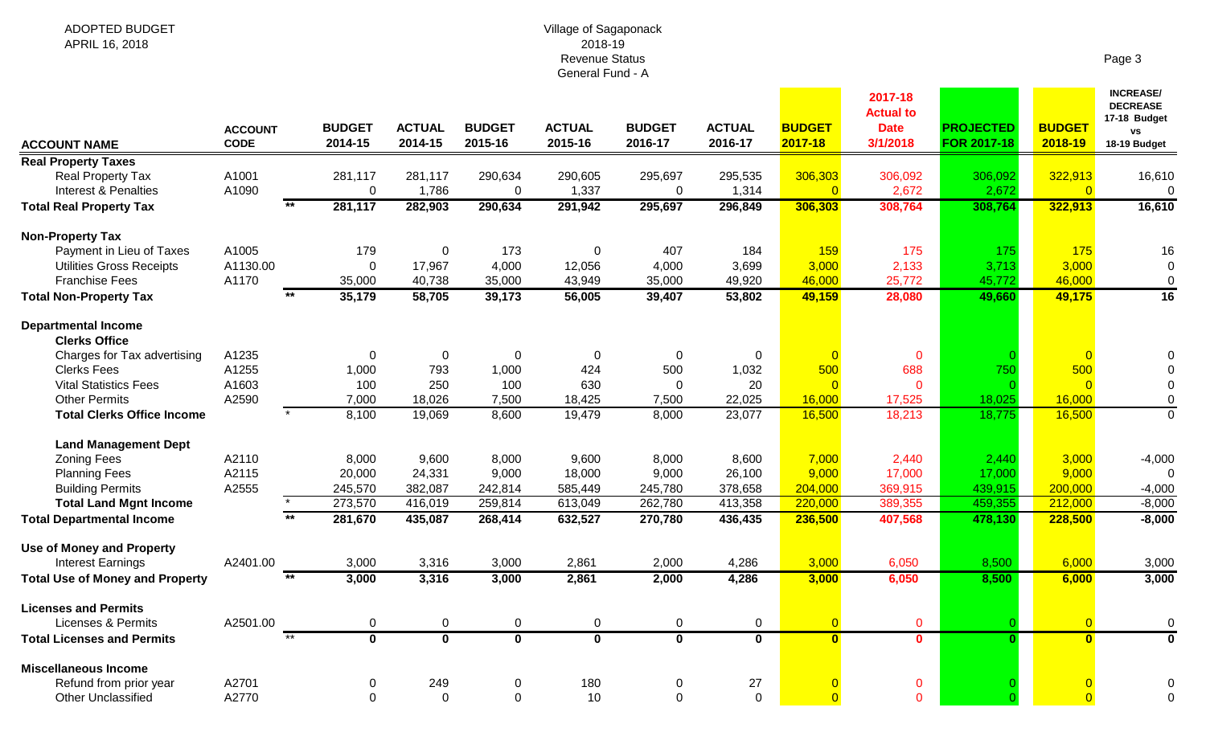ADOPTED BUDGET
APRIL 16, 2018

Village of Sagaponack
2018-19
Revenue Status
General Fund - A

| ACCOUNT NAME | ACCOUNT CODE | | BUDGET 2014-15 | ACTUAL 2014-15 | BUDGET 2015-16 | ACTUAL 2015-16 | BUDGET 2016-17 | ACTUAL 2016-17 | BUDGET 2017-18 | 2017-18 Actual to Date 3/1/2018 | PROJECTED FOR 2017-18 | BUDGET 2018-19 | INCREASE/ DECREASE 17-18 Budget vs 18-19 Budget |
|---|---|---|---|---|---|---|---|---|---|---|---|---|---|
| **Real Property Taxes** | | | | | | | | | | | | | |
| Real Property Tax | A1001 | | 281,117 | 281,117 | 290,634 | 290,605 | 295,697 | 295,535 | 306,303 | 306,092 | 306,092 | 322,913 | 16,610 |
| Interest & Penalties | A1090 | | 0 | 1,786 | 0 | 1,337 | 0 | 1,314 | 0 | 2,672 | 2,672 | 0 | 0 |
| **Total Real Property Tax** | | ** | **281,117** | **282,903** | **290,634** | **291,942** | **295,697** | **296,849** | **306,303** | **308,764** | **308,764** | **322,913** | **16,610** |
| **Non-Property Tax** | | | | | | | | | | | | | |
| Payment in Lieu of Taxes | A1005 | | 179 | 0 | 173 | 0 | 407 | 184 | 159 | 175 | 175 | 175 | 16 |
| Utilities Gross Receipts | A1130.00 | | 0 | 17,967 | 4,000 | 12,056 | 4,000 | 3,699 | 3,000 | 2,133 | 3,713 | 3,000 | 0 |
| Franchise Fees | A1170 | | 35,000 | 40,738 | 35,000 | 43,949 | 35,000 | 49,920 | 46,000 | 25,772 | 45,772 | 46,000 | 0 |
| **Total Non-Property Tax** | | ** | **35,179** | **58,705** | **39,173** | **56,005** | **39,407** | **53,802** | **49,159** | **28,080** | **49,660** | **49,175** | **16** |
| **Departmental Income** | | | | | | | | | | | | | |
| **Clerks Office** | | | | | | | | | | | | | |
| Charges for Tax advertising | A1235 | | 0 | 0 | 0 | 0 | 0 | 0 | 0 | 0 | 0 | 0 | 0 |
| Clerks Fees | A1255 | | 1,000 | 793 | 1,000 | 424 | 500 | 1,032 | 500 | 688 | 750 | 500 | 0 |
| Vital Statistics Fees | A1603 | | 100 | 250 | 100 | 630 | 0 | 20 | 0 | 0 | 0 | 0 | 0 |
| Other Permits | A2590 | | 7,000 | 18,026 | 7,500 | 18,425 | 7,500 | 22,025 | 16,000 | 17,525 | 18,025 | 16,000 | 0 |
| **Total Clerks Office Income** | | * | 8,100 | 19,069 | 8,600 | 19,479 | 8,000 | 23,077 | 16,500 | 18,213 | 18,775 | 16,500 | 0 |
| **Land Management Dept** | | | | | | | | | | | | | |
| Zoning Fees | A2110 | | 8,000 | 9,600 | 8,000 | 9,600 | 8,000 | 8,600 | 7,000 | 2,440 | 2,440 | 3,000 | -4,000 |
| Planning Fees | A2115 | | 20,000 | 24,331 | 9,000 | 18,000 | 9,000 | 26,100 | 9,000 | 17,000 | 17,000 | 9,000 | 0 |
| Building Permits | A2555 | | 245,570 | 382,087 | 242,814 | 585,449 | 245,780 | 378,658 | 204,000 | 369,915 | 439,915 | 200,000 | -4,000 |
| **Total Land Mgnt Income** | | * | 273,570 | 416,019 | 259,814 | 613,049 | 262,780 | 413,358 | 220,000 | 389,355 | 459,355 | 212,000 | -8,000 |
| **Total Departmental Income** | | ** | **281,670** | **435,087** | **268,414** | **632,527** | **270,780** | **436,435** | **236,500** | **407,568** | **478,130** | **228,500** | **-8,000** |
| **Use of Money and Property** | | | | | | | | | | | | | |
| Interest Earnings | A2401.00 | | 3,000 | 3,316 | 3,000 | 2,861 | 2,000 | 4,286 | 3,000 | 6,050 | 8,500 | 6,000 | 3,000 |
| **Total Use of Money and Property** | | ** | **3,000** | **3,316** | **3,000** | **2,861** | **2,000** | **4,286** | **3,000** | **6,050** | **8,500** | **6,000** | **3,000** |
| **Licenses and Permits** | | | | | | | | | | | | | |
| Licenses & Permits | A2501.00 | | 0 | 0 | 0 | 0 | 0 | 0 | 0 | 0 | 0 | 0 | 0 |
| **Total Licenses and Permits** | | ** | **0** | **0** | **0** | **0** | **0** | **0** | **0** | **0** | **0** | **0** | **0** |
| **Miscellaneous Income** | | | | | | | | | | | | | |
| Refund from prior year | A2701 | | 0 | 249 | 0 | 180 | 0 | 27 | 0 | 0 | 0 | 0 | 0 |
| Other Unclassified | A2770 | | 0 | 0 | 0 | 10 | 0 | 0 | 0 | 0 | 0 | 0 | 0 |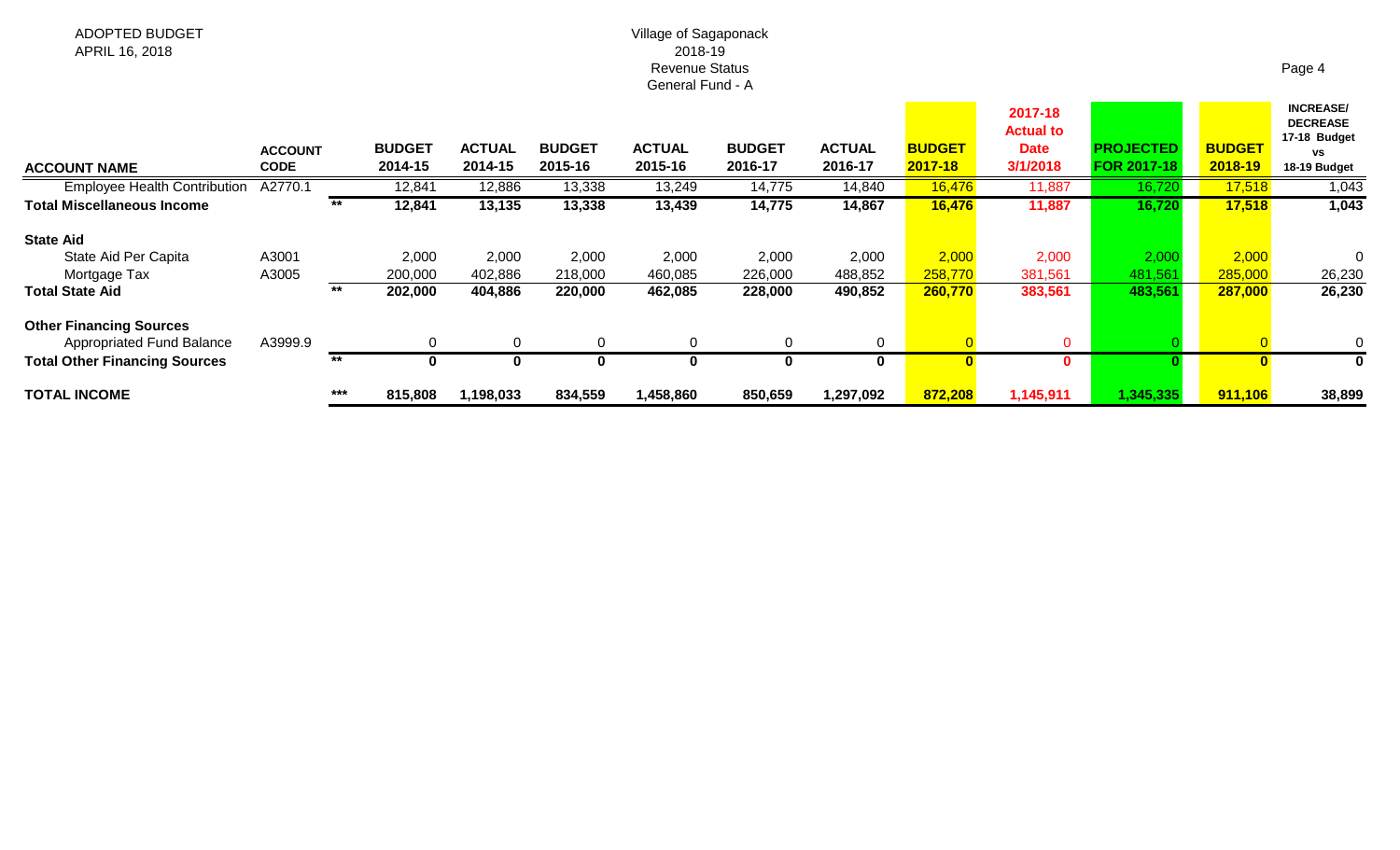ADOPTED BUDGET
APRIL 16, 2018

Village of Sagaponack
2018-19
Revenue Status
General Fund - A

| ACCOUNT NAME | ACCOUNT CODE | | BUDGET 2014-15 | ACTUAL 2014-15 | BUDGET 2015-16 | ACTUAL 2015-16 | BUDGET 2016-17 | ACTUAL 2016-17 | BUDGET 2017-18 | 2017-18 Actual to Date 3/1/2018 | PROJECTED FOR 2017-18 | BUDGET 2018-19 | INCREASE/ DECREASE 17-18 Budget vs 18-19 Budget |
|---|---|---|---|---|---|---|---|---|---|---|---|---|---|
| Employee Health Contribution | A2770.1 | | 12,841 | 12,886 | 13,338 | 13,249 | 14,775 | 14,840 | 16,476 | 11,887 | 16,720 | 17,518 | 1,043 |
| **Total Miscellaneous Income** | | ** | **12,841** | **13,135** | **13,338** | **13,439** | **14,775** | **14,867** | **16,476** | **11,887** | **16,720** | **17,518** | **1,043** |
| **State Aid** | | | | | | | | | | | | | |
| State Aid Per Capita | A3001 | | 2,000 | 2,000 | 2,000 | 2,000 | 2,000 | 2,000 | 2,000 | 2,000 | 2,000 | 2,000 | 0 |
| Mortgage Tax | A3005 | | 200,000 | 402,886 | 218,000 | 460,085 | 226,000 | 488,852 | 258,770 | 381,561 | 481,561 | 285,000 | 26,230 |
| **Total State Aid** | | ** | **202,000** | **404,886** | **220,000** | **462,085** | **228,000** | **490,852** | **260,770** | **383,561** | **483,561** | **287,000** | **26,230** |
| **Other Financing Sources** | | | | | | | | | | | | | |
| Appropriated Fund Balance | A3999.9 | | 0 | 0 | 0 | 0 | 0 | 0 | 0 | 0 | 0 | 0 | 0 |
| **Total Other Financing Sources** | | ** | **0** | **0** | **0** | **0** | **0** | **0** | **0** | **0** | **0** | **0** | **0** |
| **TOTAL INCOME** | | *** | **815,808** | **1,198,033** | **834,559** | **1,458,860** | **850,659** | **1,297,092** | **872,208** | **1,145,911** | **1,345,335** | **911,106** | **38,899** |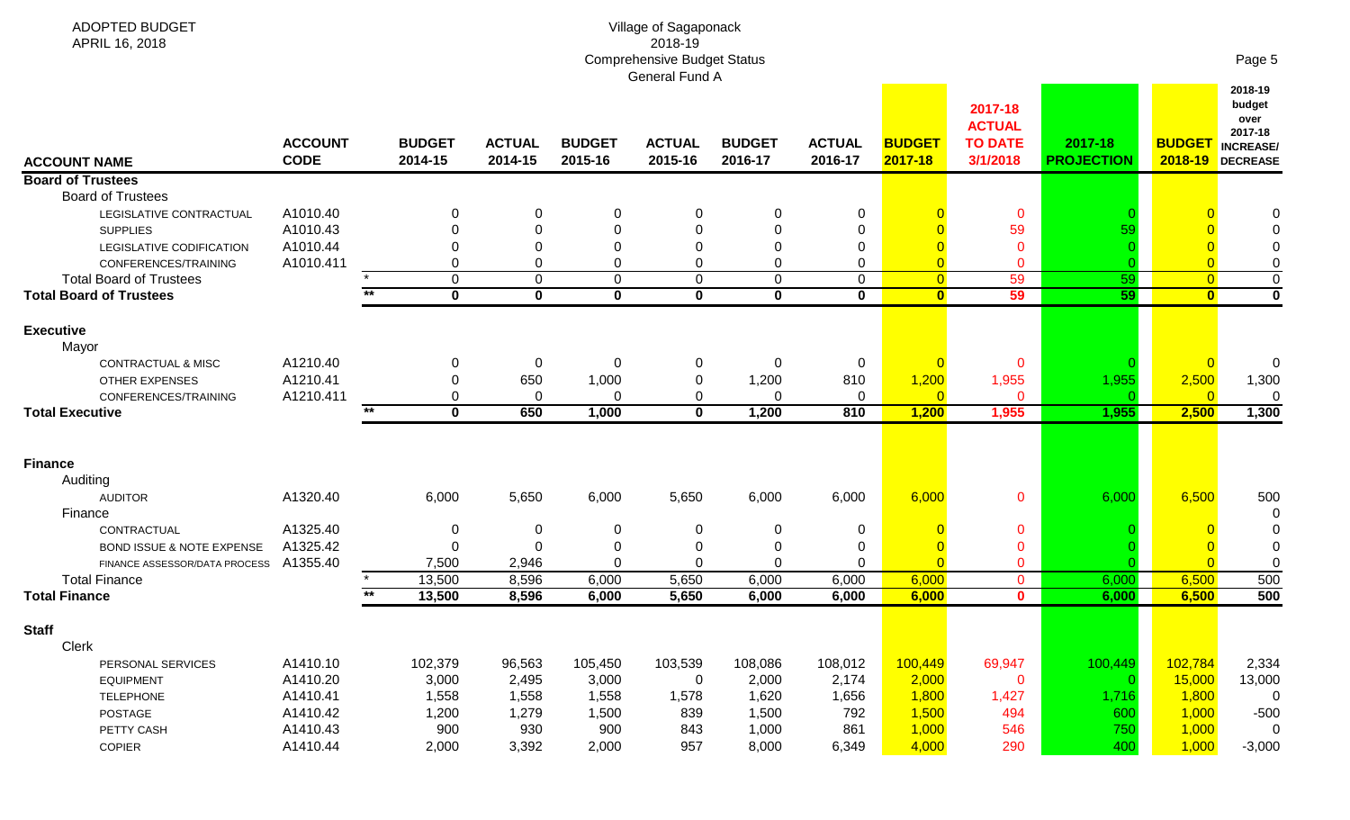ADOPTED BUDGET
APRIL 16, 2018

Village of Sagaponack
2018-19
Comprehensive Budget Status
General Fund A

| ACCOUNT NAME | ACCOUNT CODE | | BUDGET 2014-15 | ACTUAL 2014-15 | BUDGET 2015-16 | ACTUAL 2015-16 | BUDGET 2016-17 | ACTUAL 2016-17 | BUDGET 2017-18 | 2017-18 ACTUAL TO DATE 3/1/2018 | 2017-18 PROJECTION | BUDGET 2018-19 | 2018-19 budget over 2017-18 INCREASE/ DECREASE |
|---|---|---|---|---|---|---|---|---|---|---|---|---|---|
| **Board of Trustees** | | | | | | | | | | | | | |
| Board of Trustees | | | | | | | | | | | | | |
| LEGISLATIVE CONTRACTUAL | A1010.40 | | 0 | 0 | 0 | 0 | 0 | 0 | 0 | 0 | 0 | 0 | 0 |
| SUPPLIES | A1010.43 | | 0 | 0 | 0 | 0 | 0 | 0 | 0 | 59 | 59 | 0 | 0 |
| LEGISLATIVE CODIFICATION | A1010.44 | | 0 | 0 | 0 | 0 | 0 | 0 | 0 | 0 | 0 | 0 | 0 |
| CONFERENCES/TRAINING | A1010.411 | | 0 | 0 | 0 | 0 | 0 | 0 | 0 | 0 | 0 | 0 | 0 |
| Total Board of Trustees | | * | 0 | 0 | 0 | 0 | 0 | 0 | 0 | 59 | 59 | 0 | 0 |
| **Total Board of Trustees** | | ** | **0** | **0** | **0** | **0** | **0** | **0** | **0** | **59** | **59** | **0** | **0** |
| **Executive** | | | | | | | | | | | | | |
| Mayor | | | | | | | | | | | | | |
| CONTRACTUAL & MISC | A1210.40 | | 0 | 0 | 0 | 0 | 0 | 0 | 0 | 0 | 0 | 0 | 0 |
| OTHER EXPENSES | A1210.41 | | 0 | 650 | 1,000 | 0 | 1,200 | 810 | 1,200 | 1,955 | 1,955 | 2,500 | 1,300 |
| CONFERENCES/TRAINING | A1210.411 | | 0 | 0 | 0 | 0 | 0 | 0 | 0 | 0 | 0 | 0 | 0 |
| **Total Executive** | | ** | **0** | **650** | **1,000** | **0** | **1,200** | **810** | **1,200** | **1,955** | **1,955** | **2,500** | **1,300** |
| **Finance** | | | | | | | | | | | | | |
| Auditing | | | | | | | | | | | | | |
| AUDITOR | A1320.40 | | 6,000 | 5,650 | 6,000 | 5,650 | 6,000 | 6,000 | 6,000 | 0 | 6,000 | 6,500 | 500 |
| Finance | | | | | | | | | | | | | 0 |
| CONTRACTUAL | A1325.40 | | 0 | 0 | 0 | 0 | 0 | 0 | 0 | 0 | 0 | 0 | 0 |
| BOND ISSUE & NOTE EXPENSE | A1325.42 | | 0 | 0 | 0 | 0 | 0 | 0 | 0 | 0 | 0 | 0 | 0 |
| FINANCE ASSESSOR/DATA PROCESS | A1355.40 | | 7,500 | 2,946 | 0 | 0 | 0 | 0 | 0 | 0 | 0 | 0 | 0 |
| Total Finance | | * | 13,500 | 8,596 | 6,000 | 5,650 | 6,000 | 6,000 | 6,000 | 0 | 6,000 | 6,500 | 500 |
| **Total Finance** | | ** | **13,500** | **8,596** | **6,000** | **5,650** | **6,000** | **6,000** | **6,000** | **0** | **6,000** | **6,500** | **500** |
| **Staff** | | | | | | | | | | | | | |
| Clerk | | | | | | | | | | | | | |
| PERSONAL SERVICES | A1410.10 | | 102,379 | 96,563 | 105,450 | 103,539 | 108,086 | 108,012 | 100,449 | 69,947 | 100,449 | 102,784 | 2,334 |
| EQUIPMENT | A1410.20 | | 3,000 | 2,495 | 3,000 | 0 | 2,000 | 2,174 | 2,000 | 0 | 0 | 15,000 | 13,000 |
| TELEPHONE | A1410.41 | | 1,558 | 1,558 | 1,558 | 1,578 | 1,620 | 1,656 | 1,800 | 1,427 | 1,716 | 1,800 | 0 |
| POSTAGE | A1410.42 | | 1,200 | 1,279 | 1,500 | 839 | 1,500 | 792 | 1,500 | 494 | 600 | 1,000 | -500 |
| PETTY CASH | A1410.43 | | 900 | 930 | 900 | 843 | 1,000 | 861 | 1,000 | 546 | 750 | 1,000 | 0 |
| COPIER | A1410.44 | | 2,000 | 3,392 | 2,000 | 957 | 8,000 | 6,349 | 4,000 | 290 | 400 | 1,000 | -3,000 |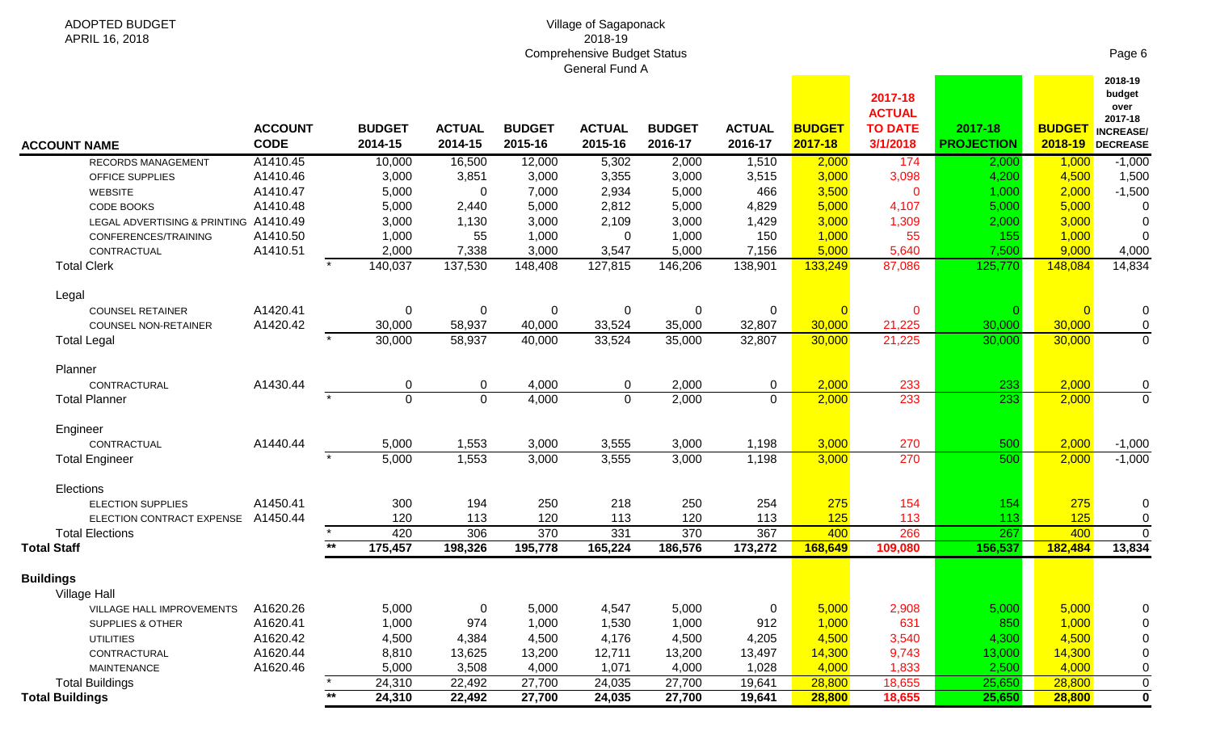ADOPTED BUDGET
APRIL 16, 2018

Village of Sagaponack
2018-19
Comprehensive Budget Status
General Fund A

| ACCOUNT NAME | ACCOUNT CODE | | BUDGET 2014-15 | ACTUAL 2014-15 | BUDGET 2015-16 | ACTUAL 2015-16 | BUDGET 2016-17 | ACTUAL 2016-17 | BUDGET 2017-18 | 2017-18 ACTUAL TO DATE 3/1/2018 | 2017-18 PROJECTION | BUDGET 2018-19 | 2018-19 budget over 2017-18 INCREASE/ DECREASE |
|---|---|---|---|---|---|---|---|---|---|---|---|---|---|
| RECORDS MANAGEMENT | A1410.45 | | 10,000 | 16,500 | 12,000 | 5,302 | 2,000 | 1,510 | 2,000 | 174 | 2,000 | 1,000 | -1,000 |
| OFFICE SUPPLIES | A1410.46 | | 3,000 | 3,851 | 3,000 | 3,355 | 3,000 | 3,515 | 3,000 | 3,098 | 4,200 | 4,500 | 1,500 |
| WEBSITE | A1410.47 | | 5,000 | 0 | 7,000 | 2,934 | 5,000 | 466 | 3,500 | 0 | 1,000 | 2,000 | -1,500 |
| CODE BOOKS | A1410.48 | | 5,000 | 2,440 | 5,000 | 2,812 | 5,000 | 4,829 | 5,000 | 4,107 | 5,000 | 5,000 | 0 |
| LEGAL ADVERTISING & PRINTING | A1410.49 | | 3,000 | 1,130 | 3,000 | 2,109 | 3,000 | 1,429 | 3,000 | 1,309 | 2,000 | 3,000 | 0 |
| CONFERENCES/TRAINING | A1410.50 | | 1,000 | 55 | 1,000 | 0 | 1,000 | 150 | 1,000 | 55 | 155 | 1,000 | 0 |
| CONTRACTUAL | A1410.51 | | 2,000 | 7,338 | 3,000 | 3,547 | 5,000 | 7,156 | 5,000 | 5,640 | 7,500 | 9,000 | 4,000 |
| Total Clerk | | * | 140,037 | 137,530 | 148,408 | 127,815 | 146,206 | 138,901 | 133,249 | 87,086 | 125,770 | 148,084 | 14,834 |
| Legal | | | | | | | | | | | | | |
| COUNSEL RETAINER | A1420.41 | | 0 | 0 | 0 | 0 | 0 | 0 | 0 | 0 | 0 | 0 | 0 |
| COUNSEL NON-RETAINER | A1420.42 | | 30,000 | 58,937 | 40,000 | 33,524 | 35,000 | 32,807 | 30,000 | 21,225 | 30,000 | 30,000 | 0 |
| Total Legal | | * | 30,000 | 58,937 | 40,000 | 33,524 | 35,000 | 32,807 | 30,000 | 21,225 | 30,000 | 30,000 | 0 |
| Planner | | | | | | | | | | | | | |
| CONTRACTURAL | A1430.44 | | 0 | 0 | 4,000 | 0 | 2,000 | 0 | 2,000 | 233 | 233 | 2,000 | 0 |
| Total Planner | | * | 0 | 0 | 4,000 | 0 | 2,000 | 0 | 2,000 | 233 | 233 | 2,000 | 0 |
| Engineer | | | | | | | | | | | | | |
| CONTRACTUAL | A1440.44 | | 5,000 | 1,553 | 3,000 | 3,555 | 3,000 | 1,198 | 3,000 | 270 | 500 | 2,000 | -1,000 |
| Total Engineer | | * | 5,000 | 1,553 | 3,000 | 3,555 | 3,000 | 1,198 | 3,000 | 270 | 500 | 2,000 | -1,000 |
| Elections | | | | | | | | | | | | | |
| ELECTION SUPPLIES | A1450.41 | | 300 | 194 | 250 | 218 | 250 | 254 | 275 | 154 | 154 | 275 | 0 |
| ELECTION CONTRACT EXPENSE | A1450.44 | | 120 | 113 | 120 | 113 | 120 | 113 | 125 | 113 | 113 | 125 | 0 |
| Total Elections | | * | 420 | 306 | 370 | 331 | 370 | 367 | 400 | 266 | 267 | 400 | 0 |
| **Total Staff** | | ** | **175,457** | **198,326** | **195,778** | **165,224** | **186,576** | **173,272** | **168,649** | **109,080** | **156,537** | **182,484** | **13,834** |
| **Buildings** | | | | | | | | | | | | | |
| Village Hall | | | | | | | | | | | | | |
| VILLAGE HALL IMPROVEMENTS | A1620.26 | | 5,000 | 0 | 5,000 | 4,547 | 5,000 | 0 | 5,000 | 2,908 | 5,000 | 5,000 | 0 |
| SUPPLIES & OTHER | A1620.41 | | 1,000 | 974 | 1,000 | 1,530 | 1,000 | 912 | 1,000 | 631 | 850 | 1,000 | 0 |
| UTILITIES | A1620.42 | | 4,500 | 4,384 | 4,500 | 4,176 | 4,500 | 4,205 | 4,500 | 3,540 | 4,300 | 4,500 | 0 |
| CONTRACTURAL | A1620.44 | | 8,810 | 13,625 | 13,200 | 12,711 | 13,200 | 13,497 | 14,300 | 9,743 | 13,000 | 14,300 | 0 |
| MAINTENANCE | A1620.46 | | 5,000 | 3,508 | 4,000 | 1,071 | 4,000 | 1,028 | 4,000 | 1,833 | 2,500 | 4,000 | 0 |
| Total Buildings | | * | 24,310 | 22,492 | 27,700 | 24,035 | 27,700 | 19,641 | 28,800 | 18,655 | 25,650 | 28,800 | 0 |
| **Total Buildings** | | ** | **24,310** | **22,492** | **27,700** | **24,035** | **27,700** | **19,641** | **28,800** | **18,655** | **25,650** | **28,800** | **0** |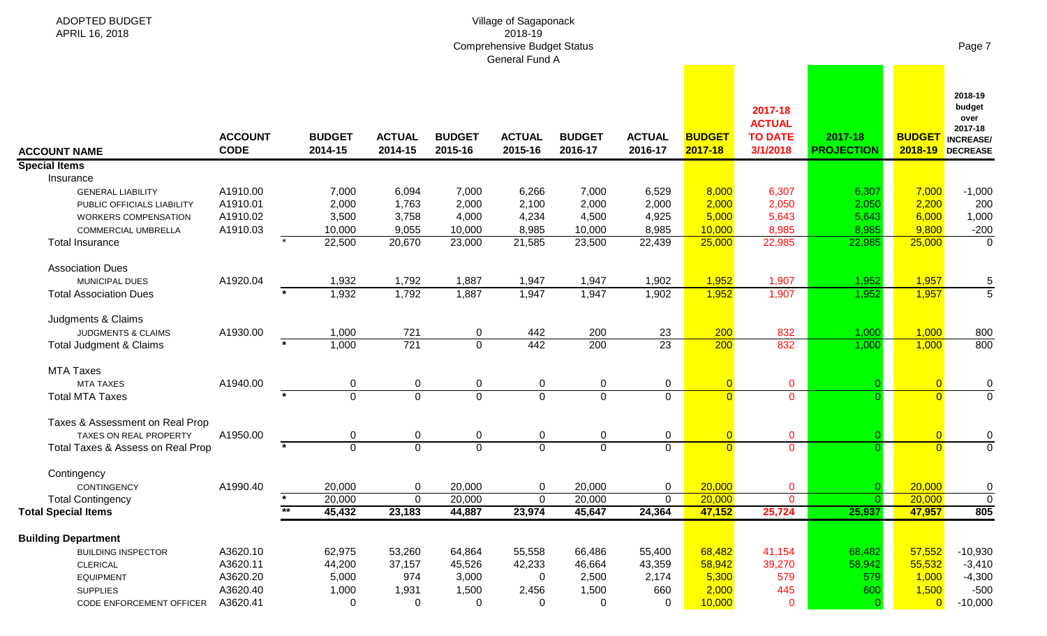ADOPTED BUDGET
APRIL 16, 2018

Village of Sagaponack
2018-19
Comprehensive Budget Status
General Fund A

| ACCOUNT NAME | ACCOUNT CODE | | BUDGET 2014-15 | ACTUAL 2014-15 | BUDGET 2015-16 | ACTUAL 2015-16 | BUDGET 2016-17 | ACTUAL 2016-17 | BUDGET 2017-18 | 2017-18 ACTUAL TO DATE 3/1/2018 | 2017-18 PROJECTION | BUDGET 2018-19 | 2018-19 budget over 2017-18 INCREASE/ DECREASE |
|---|---|---|---|---|---|---|---|---|---|---|---|---|---|
| **Special Items** | | | | | | | | | | | | | |
| Insurance | | | | | | | | | | | | | |
| GENERAL LIABILITY | A1910.00 | | 7,000 | 6,094 | 7,000 | 6,266 | 7,000 | 6,529 | 8,000 | 6,307 | 6,307 | 7,000 | -1,000 |
| PUBLIC OFFICIALS LIABILITY | A1910.01 | | 2,000 | 1,763 | 2,000 | 2,100 | 2,000 | 2,000 | 2,000 | 2,050 | 2,050 | 2,200 | 200 |
| WORKERS COMPENSATION | A1910.02 | | 3,500 | 3,758 | 4,000 | 4,234 | 4,500 | 4,925 | 5,000 | 5,643 | 5,643 | 6,000 | 1,000 |
| COMMERCIAL UMBRELLA | A1910.03 | | 10,000 | 9,055 | 10,000 | 8,985 | 10,000 | 8,985 | 10,000 | 8,985 | 8,985 | 9,800 | -200 |
| Total Insurance | | * | 22,500 | 20,670 | 23,000 | 21,585 | 23,500 | 22,439 | 25,000 | 22,985 | 22,985 | 25,000 | 0 |
| Association Dues | | | | | | | | | | | | | |
| MUNICIPAL DUES | A1920.04 | | 1,932 | 1,792 | 1,887 | 1,947 | 1,947 | 1,902 | 1,952 | 1,907 | 1,952 | 1,957 | 5 |
| Total Association Dues | | * | 1,932 | 1,792 | 1,887 | 1,947 | 1,947 | 1,902 | 1,952 | 1,907 | 1,952 | 1,957 | 5 |
| Judgments & Claims | | | | | | | | | | | | | |
| JUDGMENTS & CLAIMS | A1930.00 | | 1,000 | 721 | 0 | 442 | 200 | 23 | 200 | 832 | 1,000 | 1,000 | 800 |
| Total Judgment & Claims | | * | 1,000 | 721 | 0 | 442 | 200 | 23 | 200 | 832 | 1,000 | 1,000 | 800 |
| MTA Taxes | | | | | | | | | | | | | |
| MTA TAXES | A1940.00 | | 0 | 0 | 0 | 0 | 0 | 0 | 0 | 0 | 0 | 0 | 0 |
| Total MTA Taxes | | * | 0 | 0 | 0 | 0 | 0 | 0 | 0 | 0 | 0 | 0 | 0 |
| Taxes & Assessment on Real Prop | | | | | | | | | | | | | |
| TAXES ON REAL PROPERTY | A1950.00 | | 0 | 0 | 0 | 0 | 0 | 0 | 0 | 0 | 0 | 0 | 0 |
| Total Taxes & Assess on Real Prop | | * | 0 | 0 | 0 | 0 | 0 | 0 | 0 | 0 | 0 | 0 | 0 |
| Contingency | | | | | | | | | | | | | |
| CONTINGENCY | A1990.40 | | 20,000 | 0 | 20,000 | 0 | 20,000 | 0 | 20,000 | 0 | 0 | 20,000 | 0 |
| Total Contingency | | * | 20,000 | 0 | 20,000 | 0 | 20,000 | 0 | 20,000 | 0 | 0 | 20,000 | 0 |
| **Total Special Items** | | ** | 45,432 | 23,183 | 44,887 | 23,974 | 45,647 | 24,364 | 47,152 | 25,724 | 25,937 | 47,957 | 805 |
| **Building Department** | | | | | | | | | | | | | |
| BUILDING INSPECTOR | A3620.10 | | 62,975 | 53,260 | 64,864 | 55,558 | 66,486 | 55,400 | 68,482 | 41,154 | 68,482 | 57,552 | -10,930 |
| CLERICAL | A3620.11 | | 44,200 | 37,157 | 45,526 | 42,233 | 46,664 | 43,359 | 58,942 | 39,270 | 58,942 | 55,532 | -3,410 |
| EQUIPMENT | A3620.20 | | 5,000 | 974 | 3,000 | 0 | 2,500 | 2,174 | 5,300 | 579 | 579 | 1,000 | -4,300 |
| SUPPLIES | A3620.40 | | 1,000 | 1,931 | 1,500 | 2,456 | 1,500 | 660 | 2,000 | 445 | 600 | 1,500 | -500 |
| CODE ENFORCEMENT OFFICER | A3620.41 | | 0 | 0 | 0 | 0 | 0 | 0 | 10,000 | 0 | 0 | 0 | -10,000 |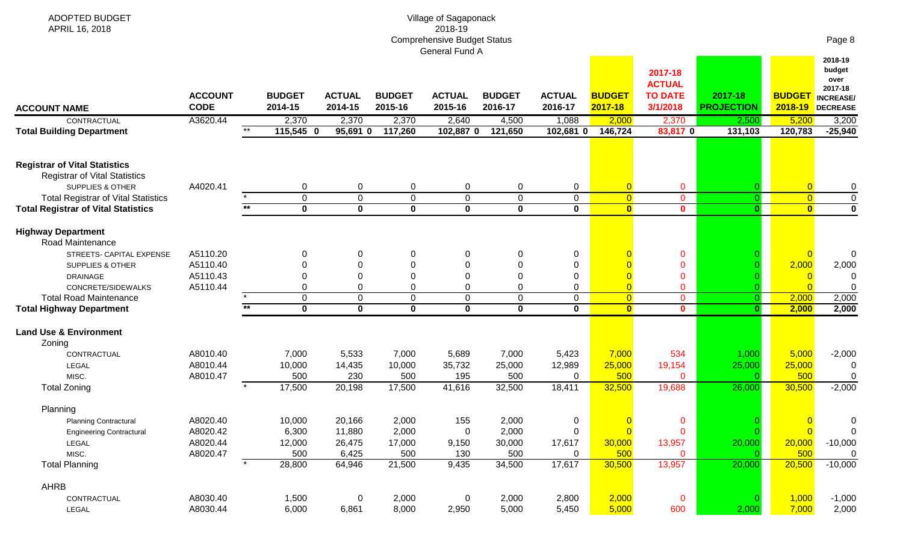ADOPTED BUDGET
APRIL 16, 2018

Village of Sagaponack
2018-19
Comprehensive Budget Status
General Fund A

| ACCOUNT NAME | ACCOUNT CODE | | BUDGET 2014-15 | ACTUAL 2014-15 | BUDGET 2015-16 | ACTUAL 2015-16 | BUDGET 2016-17 | ACTUAL 2016-17 | BUDGET 2017-18 | 2017-18 ACTUAL TO DATE 3/1/2018 | 2017-18 PROJECTION | BUDGET 2018-19 | 2018-19 budget over 2017-18 INCREASE/ DECREASE |
|---|---|---|---|---|---|---|---|---|---|---|---|---|---|
| CONTRACTUAL | A3620.44 | | 2,370 | 2,370 | 2,370 | 2,640 | 4,500 | 1,088 | 2,000 | 2,370 | 2,500 | 5,200 | 3,200 |
| **Total Building Department** | | ** | **115,545 0** | **95,691 0** | **117,260** | **102,887 0** | **121,650** | **102,681 0** | **146,724** | **83,817 0** | **131,103** | **120,783** | **-25,940** |
| | | | | | | | | | | | | | |
| **Registrar of Vital Statistics** | | | | | | | | | | | | | |
| Registrar of Vital Statistics | | | | | | | | | | | | | |
| SUPPLIES & OTHER | A4020.41 | | 0 | 0 | 0 | 0 | 0 | 0 | 0 | 0 | 0 | 0 | 0 |
| Total Registrar of Vital Statistics | | * | 0 | 0 | 0 | 0 | 0 | 0 | 0 | 0 | 0 | 0 | 0 |
| **Total Registrar of Vital Statistics** | | ** | **0** | **0** | **0** | **0** | **0** | **0** | **0** | **0** | **0** | **0** | **0** |
| | | | | | | | | | | | | | |
| **Highway Department** | | | | | | | | | | | | | |
| Road Maintenance | | | | | | | | | | | | | |
| STREETS- CAPITAL EXPENSE | A5110.20 | | 0 | 0 | 0 | 0 | 0 | 0 | 0 | 0 | 0 | 0 | 0 |
| SUPPLIES & OTHER | A5110.40 | | 0 | 0 | 0 | 0 | 0 | 0 | 0 | 0 | 0 | 2,000 | 2,000 |
| DRAINAGE | A5110.43 | | 0 | 0 | 0 | 0 | 0 | 0 | 0 | 0 | 0 | 0 | 0 |
| CONCRETE/SIDEWALKS | A5110.44 | | 0 | 0 | 0 | 0 | 0 | 0 | 0 | 0 | 0 | 0 | 0 |
| Total Road Maintenance | | * | 0 | 0 | 0 | 0 | 0 | 0 | 0 | 0 | 0 | 2,000 | 2,000 |
| **Total Highway Department** | | ** | **0** | **0** | **0** | **0** | **0** | **0** | **0** | **0** | **0** | **2,000** | **2,000** |
| | | | | | | | | | | | | | |
| **Land Use & Environment** | | | | | | | | | | | | | |
| Zoning | | | | | | | | | | | | | |
| CONTRACTUAL | A8010.40 | | 7,000 | 5,533 | 7,000 | 5,689 | 7,000 | 5,423 | 7,000 | 534 | 1,000 | 5,000 | -2,000 |
| LEGAL | A8010.44 | | 10,000 | 14,435 | 10,000 | 35,732 | 25,000 | 12,989 | 25,000 | 19,154 | 25,000 | 25,000 | 0 |
| MISC. | A8010.47 | | 500 | 230 | 500 | 195 | 500 | 0 | 500 | 0 | 0 | 500 | 0 |
| Total Zoning | | * | 17,500 | 20,198 | 17,500 | 41,616 | 32,500 | 18,411 | 32,500 | 19,688 | 26,000 | 30,500 | -2,000 |
| | | | | | | | | | | | | | |
| Planning | | | | | | | | | | | | | |
| Planning Contractural | A8020.40 | | 10,000 | 20,166 | 2,000 | 155 | 2,000 | 0 | 0 | 0 | 0 | 0 | 0 |
| Engineering Contractural | A8020.42 | | 6,300 | 11,880 | 2,000 | 0 | 2,000 | 0 | 0 | 0 | 0 | 0 | 0 |
| LEGAL | A8020.44 | | 12,000 | 26,475 | 17,000 | 9,150 | 30,000 | 17,617 | 30,000 | 13,957 | 20,000 | 20,000 | -10,000 |
| MISC. | A8020.47 | | 500 | 6,425 | 500 | 130 | 500 | 0 | 500 | 0 | 0 | 500 | 0 |
| Total Planning | | * | 28,800 | 64,946 | 21,500 | 9,435 | 34,500 | 17,617 | 30,500 | 13,957 | 20,000 | 20,500 | -10,000 |
| | | | | | | | | | | | | | |
| AHRB | | | | | | | | | | | | | |
| CONTRACTUAL | A8030.40 | | 1,500 | 0 | 2,000 | 0 | 2,000 | 2,800 | 2,000 | 0 | 0 | 1,000 | -1,000 |
| LEGAL | A8030.44 | | 6,000 | 6,861 | 8,000 | 2,950 | 5,000 | 5,450 | 5,000 | 600 | 2,000 | 7,000 | 2,000 |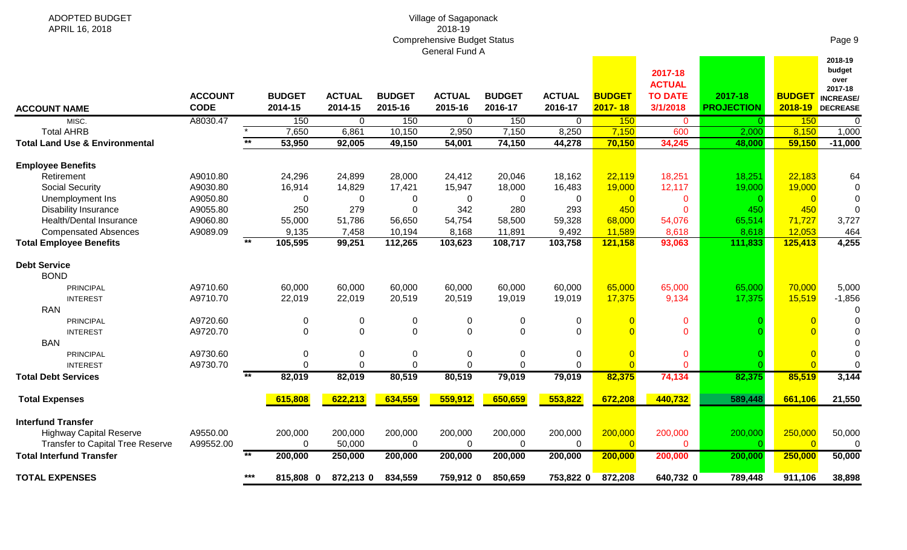ADOPTED BUDGET
APRIL 16, 2018

Village of Sagaponack
2018-19
Comprehensive Budget Status
General Fund A

| ACCOUNT NAME | ACCOUNT CODE | | BUDGET 2014-15 | ACTUAL 2014-15 | BUDGET 2015-16 | ACTUAL 2015-16 | BUDGET 2016-17 | ACTUAL 2016-17 | BUDGET 2017-18 | 2017-18 ACTUAL TO DATE 3/1/2018 | 2017-18 PROJECTION | BUDGET 2018-19 | 2018-19 budget over 2017-18 INCREASE/ DECREASE |
|---|---|---|---|---|---|---|---|---|---|---|---|---|---|
| MISC. | A8030.47 | | 150 | 0 | 150 | 0 | 150 | 0 | 150 | 0 | 0 | 150 | 0 |
| Total AHRB | | * | 7,650 | 6,861 | 10,150 | 2,950 | 7,150 | 8,250 | 7,150 | 600 | 2,000 | 8,150 | 1,000 |
| **Total Land Use & Environmental** | | ** | **53,950** | **92,005** | **49,150** | **54,001** | **74,150** | **44,278** | **70,150** | **34,245** | **48,000** | **59,150** | **-11,000** |
| **Employee Benefits** | | | | | | | | | | | | | |
| Retirement | A9010.80 | | 24,296 | 24,899 | 28,000 | 24,412 | 20,046 | 18,162 | 22,119 | 18,251 | 18,251 | 22,183 | 64 |
| Social Security | A9030.80 | | 16,914 | 14,829 | 17,421 | 15,947 | 18,000 | 16,483 | 19,000 | 12,117 | 19,000 | 19,000 | 0 |
| Unemployment Ins | A9050.80 | | 0 | 0 | 0 | 0 | 0 | 0 | 0 | 0 | 0 | 0 | 0 |
| Disability Insurance | A9055.80 | | 250 | 279 | 0 | 342 | 280 | 293 | 450 | 0 | 450 | 450 | 0 |
| Health/Dental Insurance | A9060.80 | | 55,000 | 51,786 | 56,650 | 54,754 | 58,500 | 59,328 | 68,000 | 54,076 | 65,514 | 71,727 | 3,727 |
| Compensated Absences | A9089.09 | | 9,135 | 7,458 | 10,194 | 8,168 | 11,891 | 9,492 | 11,589 | 8,618 | 8,618 | 12,053 | 464 |
| **Total Employee Benefits** | | ** | **105,595** | **99,251** | **112,265** | **103,623** | **108,717** | **103,758** | **121,158** | **93,063** | **111,833** | **125,413** | **4,255** |
| **Debt Service** | | | | | | | | | | | | | |
| BOND | | | | | | | | | | | | | |
| PRINCIPAL | A9710.60 | | 60,000 | 60,000 | 60,000 | 60,000 | 60,000 | 60,000 | 65,000 | 65,000 | 65,000 | 70,000 | 5,000 |
| INTEREST | A9710.70 | | 22,019 | 22,019 | 20,519 | 20,519 | 19,019 | 19,019 | 17,375 | 9,134 | 17,375 | 15,519 | -1,856 |
| RAN | | | | | | | | | | | | | 0 |
| PRINCIPAL | A9720.60 | | 0 | 0 | 0 | 0 | 0 | 0 | 0 | 0 | 0 | 0 | 0 |
| INTEREST | A9720.70 | | 0 | 0 | 0 | 0 | 0 | 0 | 0 | 0 | 0 | 0 | 0 |
| BAN | | | | | | | | | | | | | 0 |
| PRINCIPAL | A9730.60 | | 0 | 0 | 0 | 0 | 0 | 0 | 0 | 0 | 0 | 0 | 0 |
| INTEREST | A9730.70 | | 0 | 0 | 0 | 0 | 0 | 0 | 0 | 0 | 0 | 0 | 0 |
| **Total Debt Services** | | ** | **82,019** | **82,019** | **80,519** | **80,519** | **79,019** | **79,019** | **82,375** | **74,134** | **82,375** | **85,519** | **3,144** |
| **Total Expenses** | | | **615,808** | **622,213** | **634,559** | **559,912** | **650,659** | **553,822** | **672,208** | **440,732** | **589,448** | **661,106** | **21,550** |
| **Interfund Transfer** | | | | | | | | | | | | | |
| Highway Capital Reserve | A9550.00 | | 200,000 | 200,000 | 200,000 | 200,000 | 200,000 | 200,000 | 200,000 | 200,000 | 200,000 | 250,000 | 50,000 |
| Transfer to Capital Tree Reserve | A99552.00 | | 0 | 50,000 | 0 | 0 | 0 | 0 | 0 | 0 | 0 | 0 | 0 |
| **Total Interfund Transfer** | | ** | **200,000** | **250,000** | **200,000** | **200,000** | **200,000** | **200,000** | **200,000** | **200,000** | **200,000** | **250,000** | **50,000** |
| **TOTAL EXPENSES** | | *** | **815,808 0** | **872,213 0** | **834,559** | **759,912 0** | **850,659** | **753,822 0** | **872,208** | **640,732 0** | **789,448** | **911,106** | **38,898** |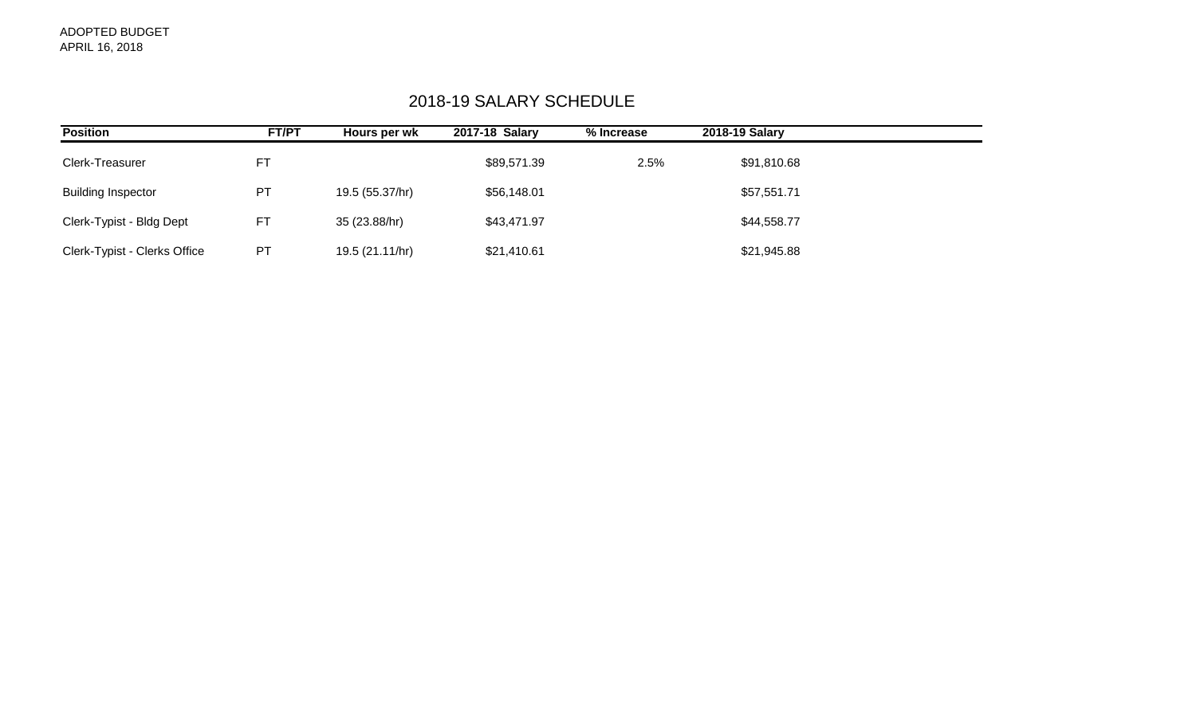ADOPTED BUDGET
APRIL 16, 2018

# 2018-19 SALARY SCHEDULE

| Position | FT/PT | Hours per wk | 2017-18 Salary | % Increase | 2018-19 Salary |
|---|---|---|---|---|---|
| Clerk-Treasurer | FT | | $89,571.39 | 2.5% | $91,810.68 |
| Building Inspector | PT | 19.5 (55.37/hr) | $56,148.01 | | $57,551.71 |
| Clerk-Typist - Bldg Dept | FT | 35 (23.88/hr) | $43,471.97 | | $44,558.77 |
| Clerk-Typist - Clerks Office | PT | 19.5 (21.11/hr) | $21,410.61 | | $21,945.88 |